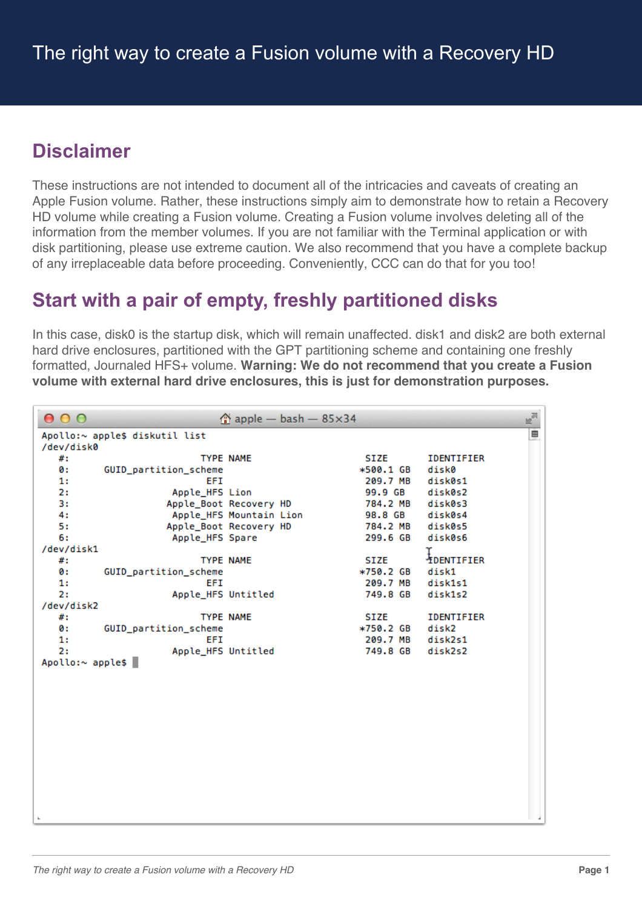# The right way to create a Fusion volume with a Recovery HD

## Disclaimer

These instructions are not intended to document all of the intricacies and caveats of creating an Apple Fusion volume. Rather, these instructions simply aim to demonstrate how to retain a Recovery HD volume while creating a Fusion volume. Creating a Fusion volume involves deleting all of the information from the member volumes. If you are not familiar with the Terminal application or with disk partitioning, please use extreme caution. We also recommend that you have a complete backup of any irreplaceable data before proceeding. Conveniently, CCC can do that for you too!

## Start with a pair of empty, freshly partitioned disks

In this case, disk0 is the startup disk, which will remain unaffected. disk1 and disk2 are both external hard drive enclosures, partitioned with the GPT partitioning scheme and containing one freshly formatted, Journaled HFS+ volume. **Warning: We do not recommend that you create a Fusion volume with external hard drive enclosures, this is just for demonstration purposes.**

```
Apollo:~ apple$ diskutil list
/dev/disk0
   #:                       TYPE NAME                    SIZE       IDENTIFIER
   0:      GUID_partition_scheme                        *500.1 GB   disk0
   1:                        EFI                         209.7 MB   disk0s1
   2:                  Apple_HFS Lion                    99.9 GB    disk0s2
   3:                 Apple_Boot Recovery HD             784.2 MB   disk0s3
   4:                  Apple_HFS Mountain Lion           98.8 GB    disk0s4
   5:                 Apple_Boot Recovery HD             784.2 MB   disk0s5
   6:                  Apple_HFS Spare                   299.6 GB   disk0s6
/dev/disk1
   #:                       TYPE NAME                    SIZE       IDENTIFIER
   0:      GUID_partition_scheme                        *750.2 GB   disk1
   1:                        EFI                         209.7 MB   disk1s1
   2:                  Apple_HFS Untitled                749.8 GB   disk1s2
/dev/disk2
   #:                       TYPE NAME                    SIZE       IDENTIFIER
   0:      GUID_partition_scheme                        *750.2 GB   disk2
   1:                        EFI                         209.7 MB   disk2s1
   2:                  Apple_HFS Untitled                749.8 GB   disk2s2
Apollo:~ apple$ 
```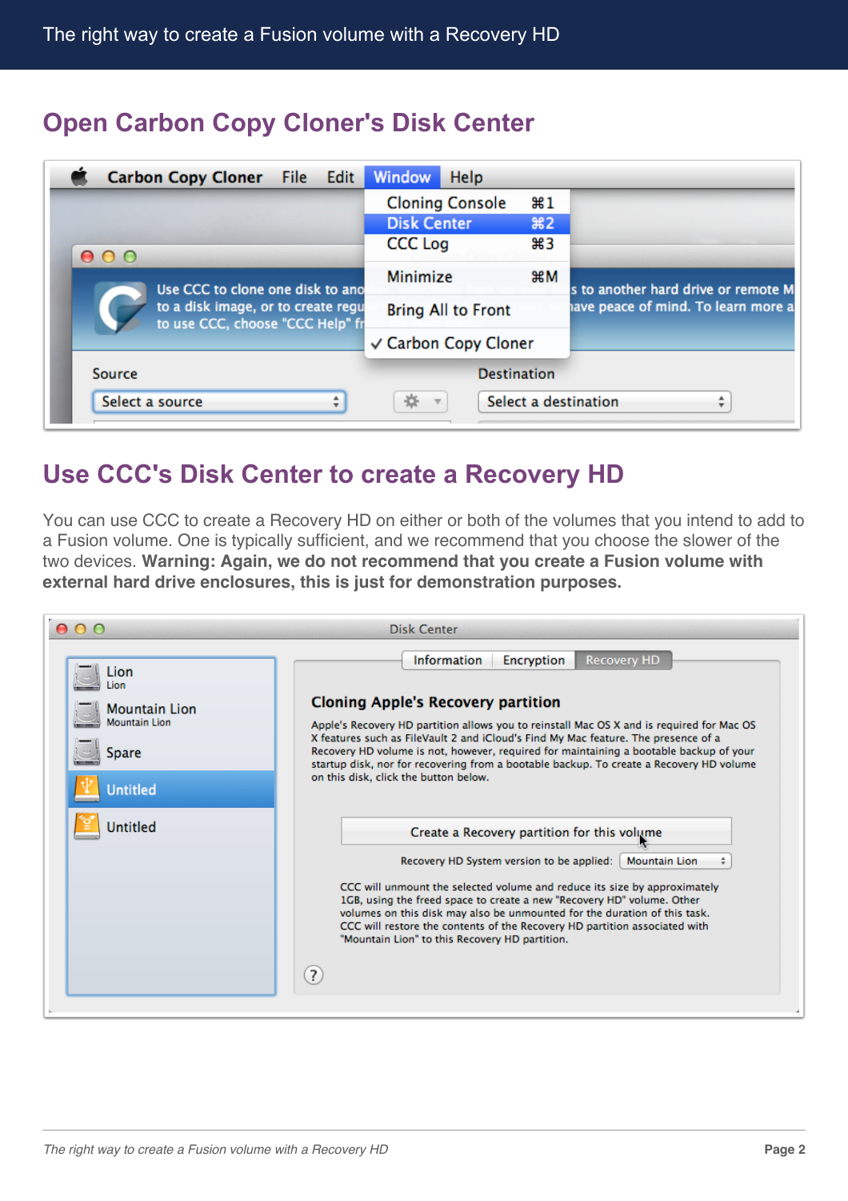## Open Carbon Copy Cloner's Disk Center

## Use CCC's Disk Center to create a Recovery HD

You can use CCC to create a Recovery HD on either or both of the volumes that you intend to add to a Fusion volume. One is typically sufficient, and we recommend that you choose the slower of the two devices. **Warning: Again, we do not recommend that you create a Fusion volume with external hard drive enclosures, this is just for demonstration purposes.**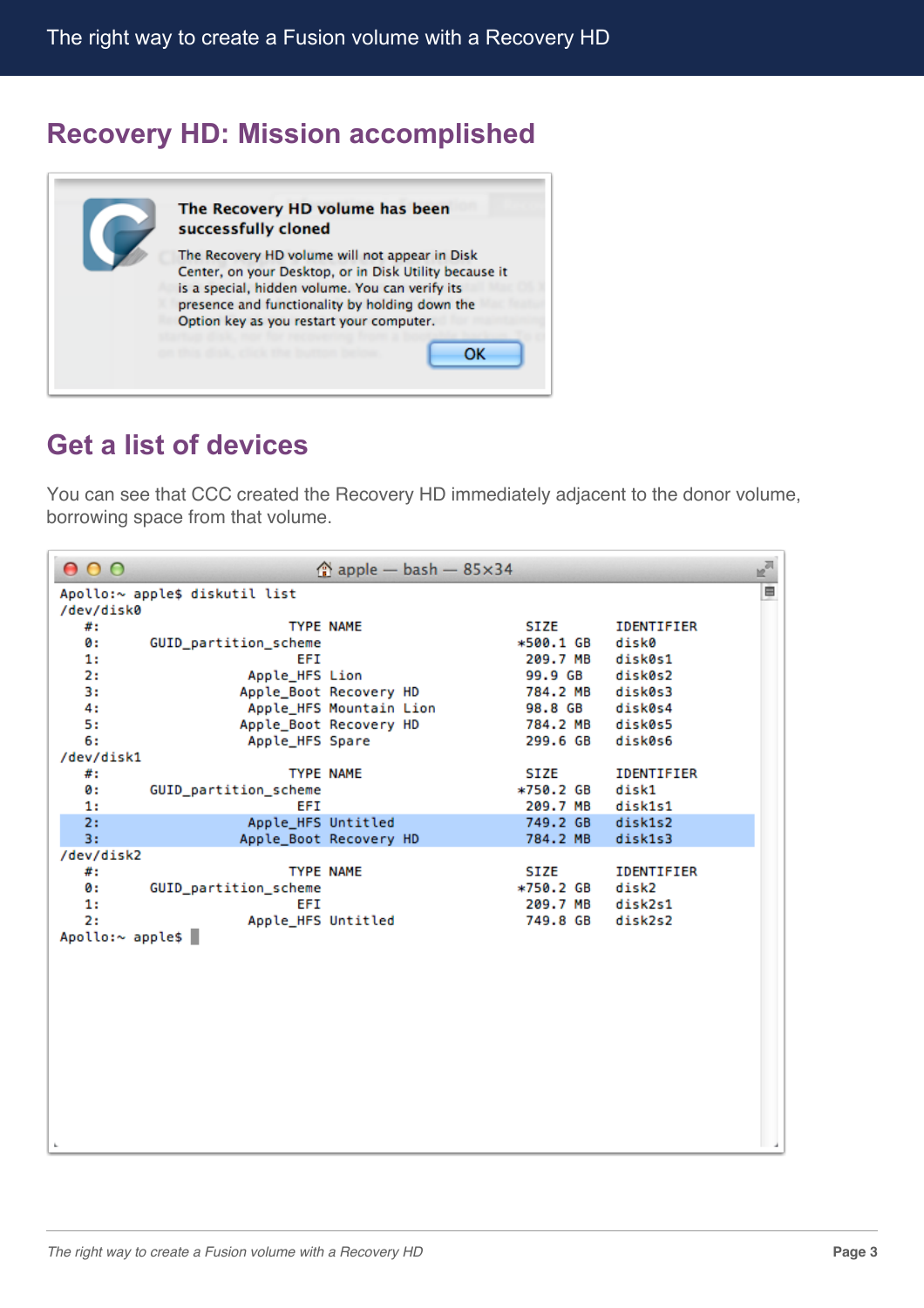## Recovery HD: Mission accomplished

**The Recovery HD volume has been successfully cloned**

The Recovery HD volume will not appear in Disk Center, on your Desktop, or in Disk Utility because it is a special, hidden volume. You can verify its presence and functionality by holding down the Option key as you restart your computer.

OK

## Get a list of devices

You can see that CCC created the Recovery HD immediately adjacent to the donor volume, borrowing space from that volume.

```
Apollo:~ apple$ diskutil list
/dev/disk0
   #:                       TYPE NAME                    SIZE       IDENTIFIER
   0:      GUID_partition_scheme                        *500.1 GB   disk0
   1:                        EFI                         209.7 MB   disk0s1
   2:                  Apple_HFS Lion                    99.9 GB    disk0s2
   3:                 Apple_Boot Recovery HD             784.2 MB   disk0s3
   4:                  Apple_HFS Mountain Lion           98.8 GB    disk0s4
   5:                 Apple_Boot Recovery HD             784.2 MB   disk0s5
   6:                  Apple_HFS Spare                   299.6 GB   disk0s6
/dev/disk1
   #:                       TYPE NAME                    SIZE       IDENTIFIER
   0:      GUID_partition_scheme                        *750.2 GB   disk1
   1:                        EFI                         209.7 MB   disk1s1
   2:                  Apple_HFS Untitled                749.2 GB   disk1s2
   3:                 Apple_Boot Recovery HD             784.2 MB   disk1s3
/dev/disk2
   #:                       TYPE NAME                    SIZE       IDENTIFIER
   0:      GUID_partition_scheme                        *750.2 GB   disk2
   1:                        EFI                         209.7 MB   disk2s1
   2:                  Apple_HFS Untitled                749.8 GB   disk2s2
Apollo:~ apple$
```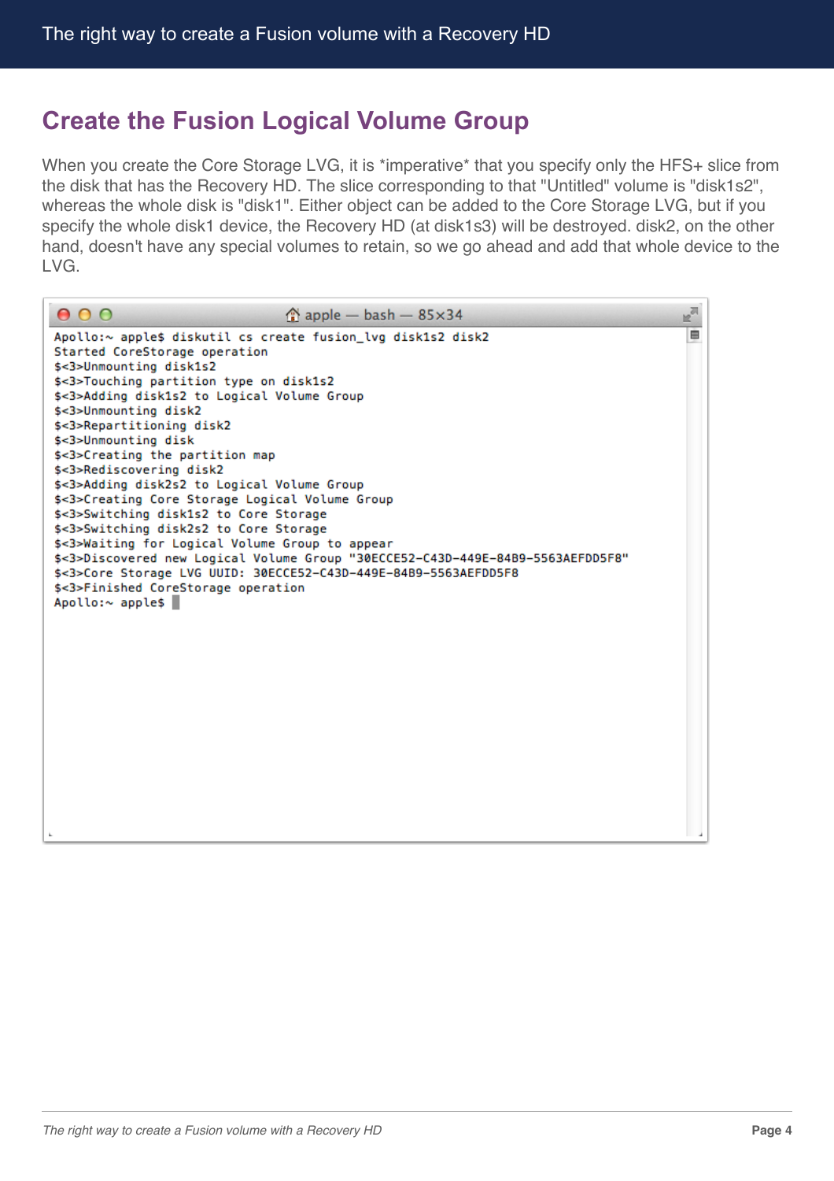## Create the Fusion Logical Volume Group

When you create the Core Storage LVG, it is *imperative* that you specify only the HFS+ slice from the disk that has the Recovery HD. The slice corresponding to that "Untitled" volume is "disk1s2", whereas the whole disk is "disk1". Either object can be added to the Core Storage LVG, but if you specify the whole disk1 device, the Recovery HD (at disk1s3) will be destroyed. disk2, on the other hand, doesn't have any special volumes to retain, so we go ahead and add that whole device to the LVG.

```
Apollo:~ apple$ diskutil cs create fusion_lvg disk1s2 disk2
Started CoreStorage operation
$<3>Unmounting disk1s2
$<3>Touching partition type on disk1s2
$<3>Adding disk1s2 to Logical Volume Group
$<3>Unmounting disk2
$<3>Repartitioning disk2
$<3>Unmounting disk
$<3>Creating the partition map
$<3>Rediscovering disk2
$<3>Adding disk2s2 to Logical Volume Group
$<3>Creating Core Storage Logical Volume Group
$<3>Switching disk1s2 to Core Storage
$<3>Switching disk2s2 to Core Storage
$<3>Waiting for Logical Volume Group to appear
$<3>Discovered new Logical Volume Group "30ECCE52-C43D-449E-84B9-5563AEFDD5F8"
$<3>Core Storage LVG UUID: 30ECCE52-C43D-449E-84B9-5563AEFDD5F8
$<3>Finished CoreStorage operation
Apollo:~ apple$
```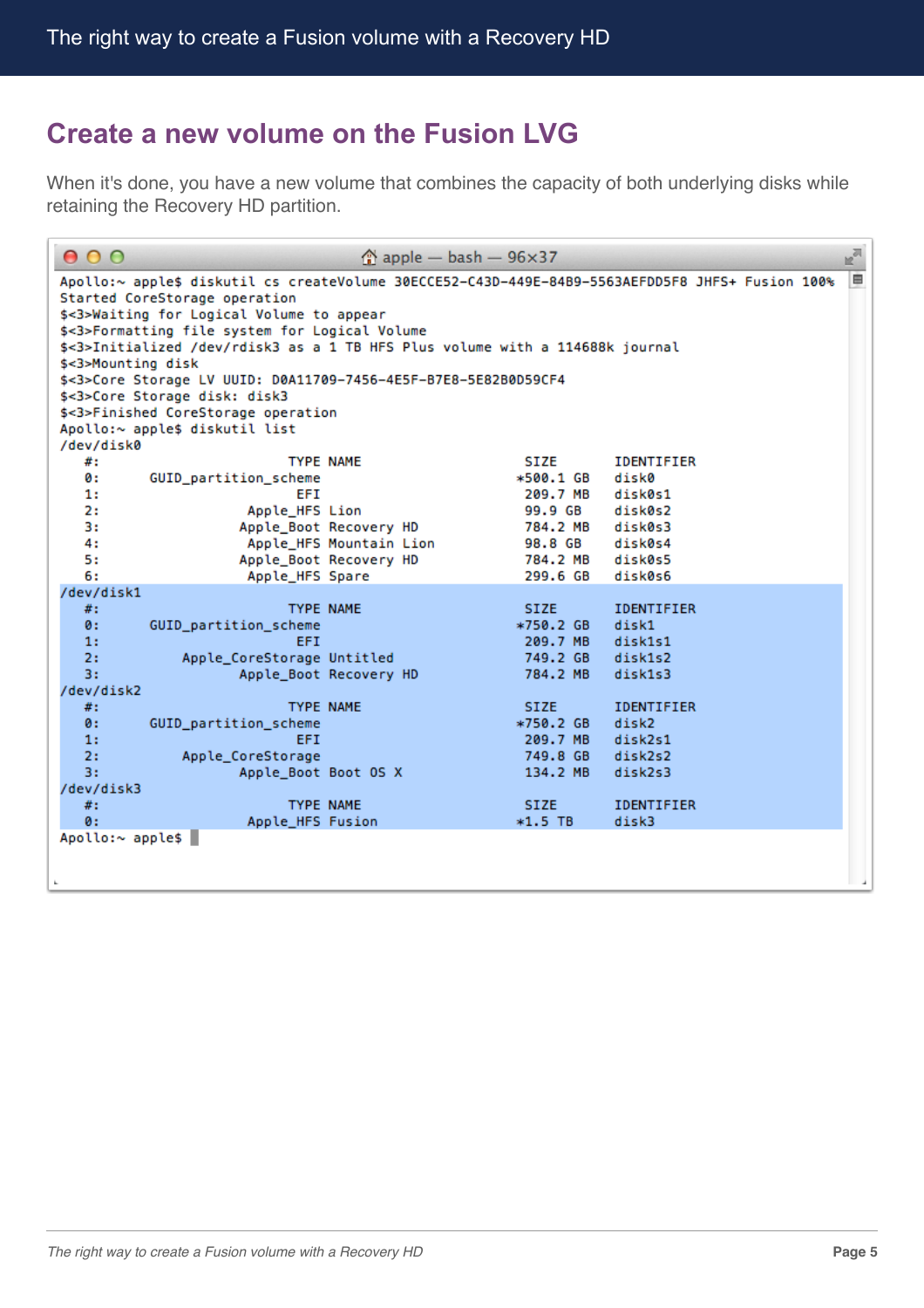## Create a new volume on the Fusion LVG

When it's done, you have a new volume that combines the capacity of both underlying disks while retaining the Recovery HD partition.

```
Apollo:~ apple$ diskutil cs createVolume 30ECCE52-C43D-449E-84B9-5563AEFDD5F8 JHFS+ Fusion 100%
Started CoreStorage operation
$<3>Waiting for Logical Volume to appear
$<3>Formatting file system for Logical Volume
$<3>Initialized /dev/rdisk3 as a 1 TB HFS Plus volume with a 114688k journal
$<3>Mounting disk
$<3>Core Storage LV UUID: D0A11709-7456-4E5F-B7E8-5E82B0D59CF4
$<3>Core Storage disk: disk3
$<3>Finished CoreStorage operation
Apollo:~ apple$ diskutil list
/dev/disk0
   #:                       TYPE NAME                    SIZE       IDENTIFIER
   0:      GUID_partition_scheme                        *500.1 GB   disk0
   1:                        EFI                         209.7 MB   disk0s1
   2:                  Apple_HFS Lion                    99.9 GB    disk0s2
   3:                 Apple_Boot Recovery HD             784.2 MB   disk0s3
   4:                  Apple_HFS Mountain Lion           98.8 GB    disk0s4
   5:                 Apple_Boot Recovery HD             784.2 MB   disk0s5
   6:                  Apple_HFS Spare                   299.6 GB   disk0s6
/dev/disk1
   #:                       TYPE NAME                    SIZE       IDENTIFIER
   0:      GUID_partition_scheme                        *750.2 GB   disk1
   1:                        EFI                         209.7 MB   disk1s1
   2:          Apple_CoreStorage Untitled                749.2 GB   disk1s2
   3:                 Apple_Boot Recovery HD             784.2 MB   disk1s3
/dev/disk2
   #:                       TYPE NAME                    SIZE       IDENTIFIER
   0:      GUID_partition_scheme                        *750.2 GB   disk2
   1:                        EFI                         209.7 MB   disk2s1
   2:          Apple_CoreStorage                         749.8 GB   disk2s2
   3:                 Apple_Boot Boot OS X               134.2 MB   disk2s3
/dev/disk3
   #:                       TYPE NAME                    SIZE       IDENTIFIER
   0:                  Apple_HFS Fusion                 *1.5 TB     disk3
Apollo:~ apple$
```